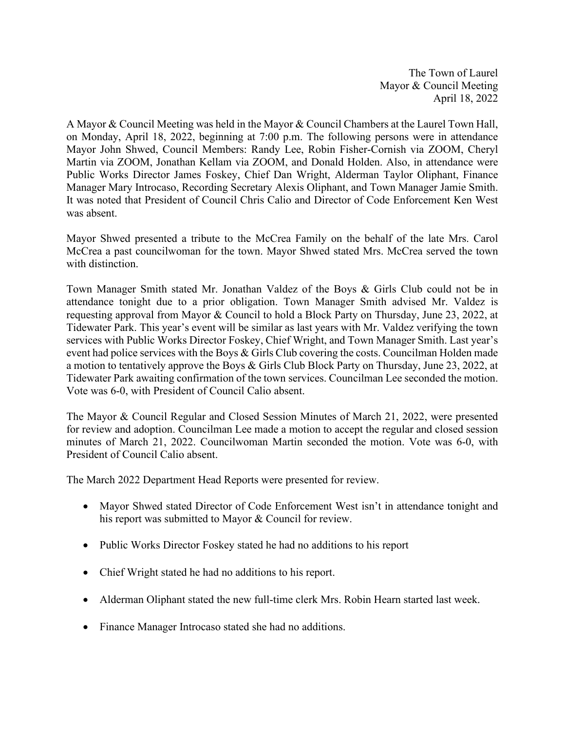The Town of Laurel
Mayor & Council Meeting
April 18, 2022

A Mayor & Council Meeting was held in the Mayor & Council Chambers at the Laurel Town Hall, on Monday, April 18, 2022, beginning at 7:00 p.m. The following persons were in attendance Mayor John Shwed, Council Members: Randy Lee, Robin Fisher-Cornish via ZOOM, Cheryl Martin via ZOOM, Jonathan Kellam via ZOOM, and Donald Holden. Also, in attendance were Public Works Director James Foskey, Chief Dan Wright, Alderman Taylor Oliphant, Finance Manager Mary Introcaso, Recording Secretary Alexis Oliphant, and Town Manager Jamie Smith. It was noted that President of Council Chris Calio and Director of Code Enforcement Ken West was absent.

Mayor Shwed presented a tribute to the McCrea Family on the behalf of the late Mrs. Carol McCrea a past councilwoman for the town. Mayor Shwed stated Mrs. McCrea served the town with distinction.

Town Manager Smith stated Mr. Jonathan Valdez of the Boys & Girls Club could not be in attendance tonight due to a prior obligation. Town Manager Smith advised Mr. Valdez is requesting approval from Mayor & Council to hold a Block Party on Thursday, June 23, 2022, at Tidewater Park. This year's event will be similar as last years with Mr. Valdez verifying the town services with Public Works Director Foskey, Chief Wright, and Town Manager Smith. Last year's event had police services with the Boys & Girls Club covering the costs. Councilman Holden made a motion to tentatively approve the Boys & Girls Club Block Party on Thursday, June 23, 2022, at Tidewater Park awaiting confirmation of the town services. Councilman Lee seconded the motion. Vote was 6-0, with President of Council Calio absent.

The Mayor & Council Regular and Closed Session Minutes of March 21, 2022, were presented for review and adoption. Councilman Lee made a motion to accept the regular and closed session minutes of March 21, 2022. Councilwoman Martin seconded the motion. Vote was 6-0, with President of Council Calio absent.

The March 2022 Department Head Reports were presented for review.

- Mayor Shwed stated Director of Code Enforcement West isn't in attendance tonight and his report was submitted to Mayor & Council for review.

- Public Works Director Foskey stated he had no additions to his report

- Chief Wright stated he had no additions to his report.

- Alderman Oliphant stated the new full-time clerk Mrs. Robin Hearn started last week.

- Finance Manager Introcaso stated she had no additions.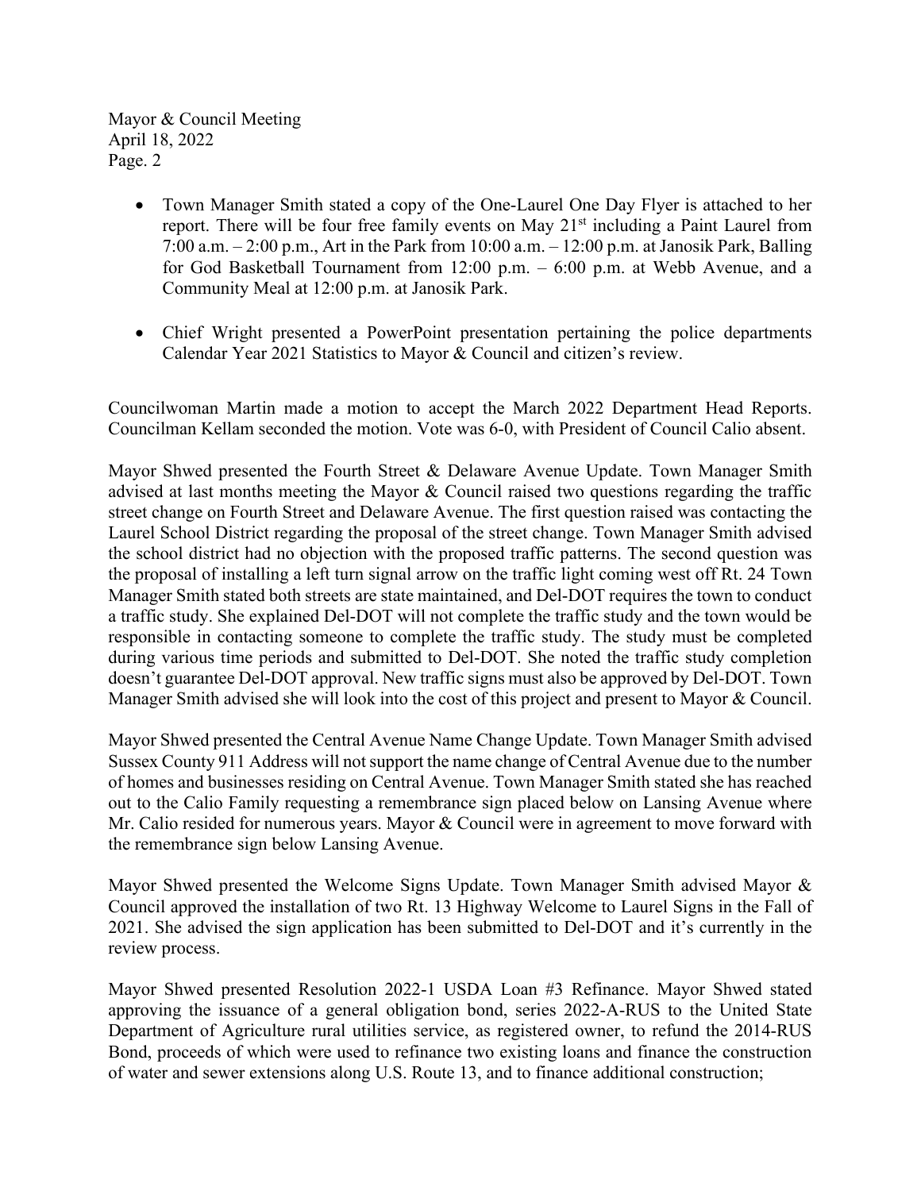- Town Manager Smith stated a copy of the One-Laurel One Day Flyer is attached to her report. There will be four free family events on May 21st including a Paint Laurel from 7:00 a.m. – 2:00 p.m., Art in the Park from 10:00 a.m. – 12:00 p.m. at Janosik Park, Balling for God Basketball Tournament from 12:00 p.m. – 6:00 p.m. at Webb Avenue, and a Community Meal at 12:00 p.m. at Janosik Park.

- Chief Wright presented a PowerPoint presentation pertaining the police departments Calendar Year 2021 Statistics to Mayor & Council and citizen's review.

Councilwoman Martin made a motion to accept the March 2022 Department Head Reports. Councilman Kellam seconded the motion. Vote was 6-0, with President of Council Calio absent.

Mayor Shwed presented the Fourth Street & Delaware Avenue Update. Town Manager Smith advised at last months meeting the Mayor & Council raised two questions regarding the traffic street change on Fourth Street and Delaware Avenue. The first question raised was contacting the Laurel School District regarding the proposal of the street change. Town Manager Smith advised the school district had no objection with the proposed traffic patterns. The second question was the proposal of installing a left turn signal arrow on the traffic light coming west off Rt. 24 Town Manager Smith stated both streets are state maintained, and Del-DOT requires the town to conduct a traffic study. She explained Del-DOT will not complete the traffic study and the town would be responsible in contacting someone to complete the traffic study. The study must be completed during various time periods and submitted to Del-DOT. She noted the traffic study completion doesn't guarantee Del-DOT approval. New traffic signs must also be approved by Del-DOT. Town Manager Smith advised she will look into the cost of this project and present to Mayor & Council.

Mayor Shwed presented the Central Avenue Name Change Update. Town Manager Smith advised Sussex County 911 Address will not support the name change of Central Avenue due to the number of homes and businesses residing on Central Avenue. Town Manager Smith stated she has reached out to the Calio Family requesting a remembrance sign placed below on Lansing Avenue where Mr. Calio resided for numerous years. Mayor & Council were in agreement to move forward with the remembrance sign below Lansing Avenue.

Mayor Shwed presented the Welcome Signs Update. Town Manager Smith advised Mayor & Council approved the installation of two Rt. 13 Highway Welcome to Laurel Signs in the Fall of 2021. She advised the sign application has been submitted to Del-DOT and it's currently in the review process.

Mayor Shwed presented Resolution 2022-1 USDA Loan #3 Refinance. Mayor Shwed stated approving the issuance of a general obligation bond, series 2022-A-RUS to the United State Department of Agriculture rural utilities service, as registered owner, to refund the 2014-RUS Bond, proceeds of which were used to refinance two existing loans and finance the construction of water and sewer extensions along U.S. Route 13, and to finance additional construction;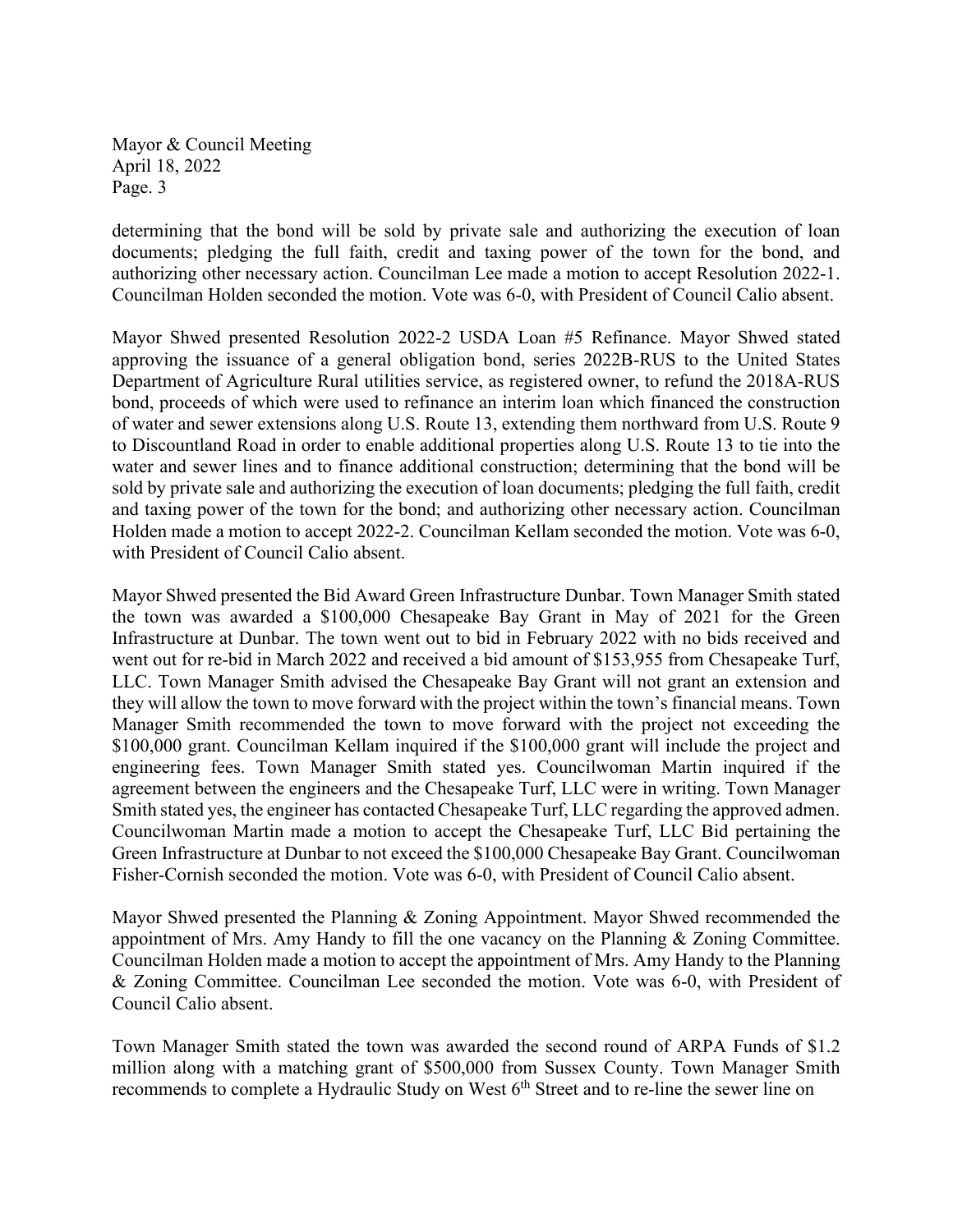determining that the bond will be sold by private sale and authorizing the execution of loan documents; pledging the full faith, credit and taxing power of the town for the bond, and authorizing other necessary action. Councilman Lee made a motion to accept Resolution 2022-1. Councilman Holden seconded the motion. Vote was 6-0, with President of Council Calio absent.

Mayor Shwed presented Resolution 2022-2 USDA Loan #5 Refinance. Mayor Shwed stated approving the issuance of a general obligation bond, series 2022B-RUS to the United States Department of Agriculture Rural utilities service, as registered owner, to refund the 2018A-RUS bond, proceeds of which were used to refinance an interim loan which financed the construction of water and sewer extensions along U.S. Route 13, extending them northward from U.S. Route 9 to Discountland Road in order to enable additional properties along U.S. Route 13 to tie into the water and sewer lines and to finance additional construction; determining that the bond will be sold by private sale and authorizing the execution of loan documents; pledging the full faith, credit and taxing power of the town for the bond; and authorizing other necessary action. Councilman Holden made a motion to accept 2022-2. Councilman Kellam seconded the motion. Vote was 6-0, with President of Council Calio absent.

Mayor Shwed presented the Bid Award Green Infrastructure Dunbar. Town Manager Smith stated the town was awarded a $100,000 Chesapeake Bay Grant in May of 2021 for the Green Infrastructure at Dunbar. The town went out to bid in February 2022 with no bids received and went out for re-bid in March 2022 and received a bid amount of $153,955 from Chesapeake Turf, LLC. Town Manager Smith advised the Chesapeake Bay Grant will not grant an extension and they will allow the town to move forward with the project within the town's financial means. Town Manager Smith recommended the town to move forward with the project not exceeding the $100,000 grant. Councilman Kellam inquired if the $100,000 grant will include the project and engineering fees. Town Manager Smith stated yes. Councilwoman Martin inquired if the agreement between the engineers and the Chesapeake Turf, LLC were in writing. Town Manager Smith stated yes, the engineer has contacted Chesapeake Turf, LLC regarding the approved admen. Councilwoman Martin made a motion to accept the Chesapeake Turf, LLC Bid pertaining the Green Infrastructure at Dunbar to not exceed the $100,000 Chesapeake Bay Grant. Councilwoman Fisher-Cornish seconded the motion. Vote was 6-0, with President of Council Calio absent.

Mayor Shwed presented the Planning & Zoning Appointment. Mayor Shwed recommended the appointment of Mrs. Amy Handy to fill the one vacancy on the Planning & Zoning Committee. Councilman Holden made a motion to accept the appointment of Mrs. Amy Handy to the Planning & Zoning Committee. Councilman Lee seconded the motion. Vote was 6-0, with President of Council Calio absent.

Town Manager Smith stated the town was awarded the second round of ARPA Funds of $1.2 million along with a matching grant of $500,000 from Sussex County. Town Manager Smith recommends to complete a Hydraulic Study on West 6th Street and to re-line the sewer line on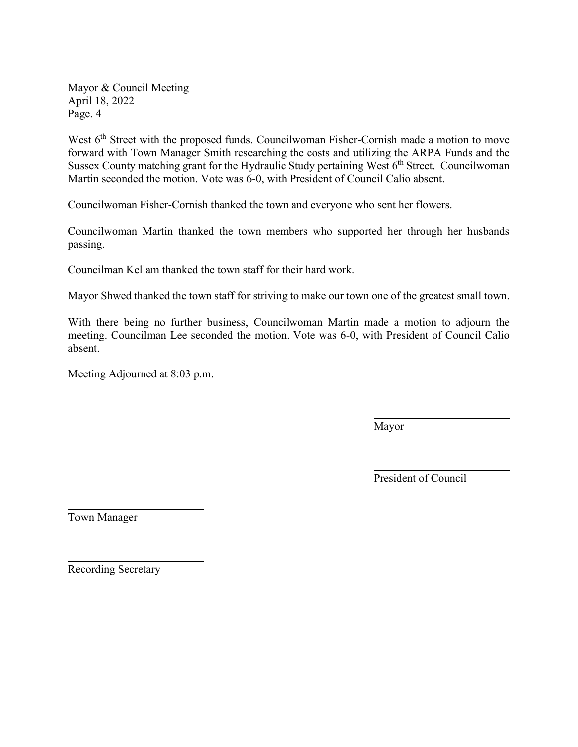West 6th Street with the proposed funds. Councilwoman Fisher-Cornish made a motion to move forward with Town Manager Smith researching the costs and utilizing the ARPA Funds and the Sussex County matching grant for the Hydraulic Study pertaining West 6th Street. Councilwoman Martin seconded the motion. Vote was 6-0, with President of Council Calio absent.

Councilwoman Fisher-Cornish thanked the town and everyone who sent her flowers.

Councilwoman Martin thanked the town members who supported her through her husbands passing.

Councilman Kellam thanked the town staff for their hard work.

Mayor Shwed thanked the town staff for striving to make our town one of the greatest small town.

With there being no further business, Councilwoman Martin made a motion to adjourn the meeting. Councilman Lee seconded the motion. Vote was 6-0, with President of Council Calio absent.

Meeting Adjourned at 8:03 p.m.

\_\_\_\_\_\_\_\_\_\_\_\_\_\_\_\_\_\_\_\_\_\_\_\_
Mayor

\_\_\_\_\_\_\_\_\_\_\_\_\_\_\_\_\_\_\_\_\_\_\_\_
President of Council

\_\_\_\_\_\_\_\_\_\_\_\_\_\_\_\_\_\_\_\_\_\_\_\_
Town Manager

\_\_\_\_\_\_\_\_\_\_\_\_\_\_\_\_\_\_\_\_\_\_\_\_
Recording Secretary